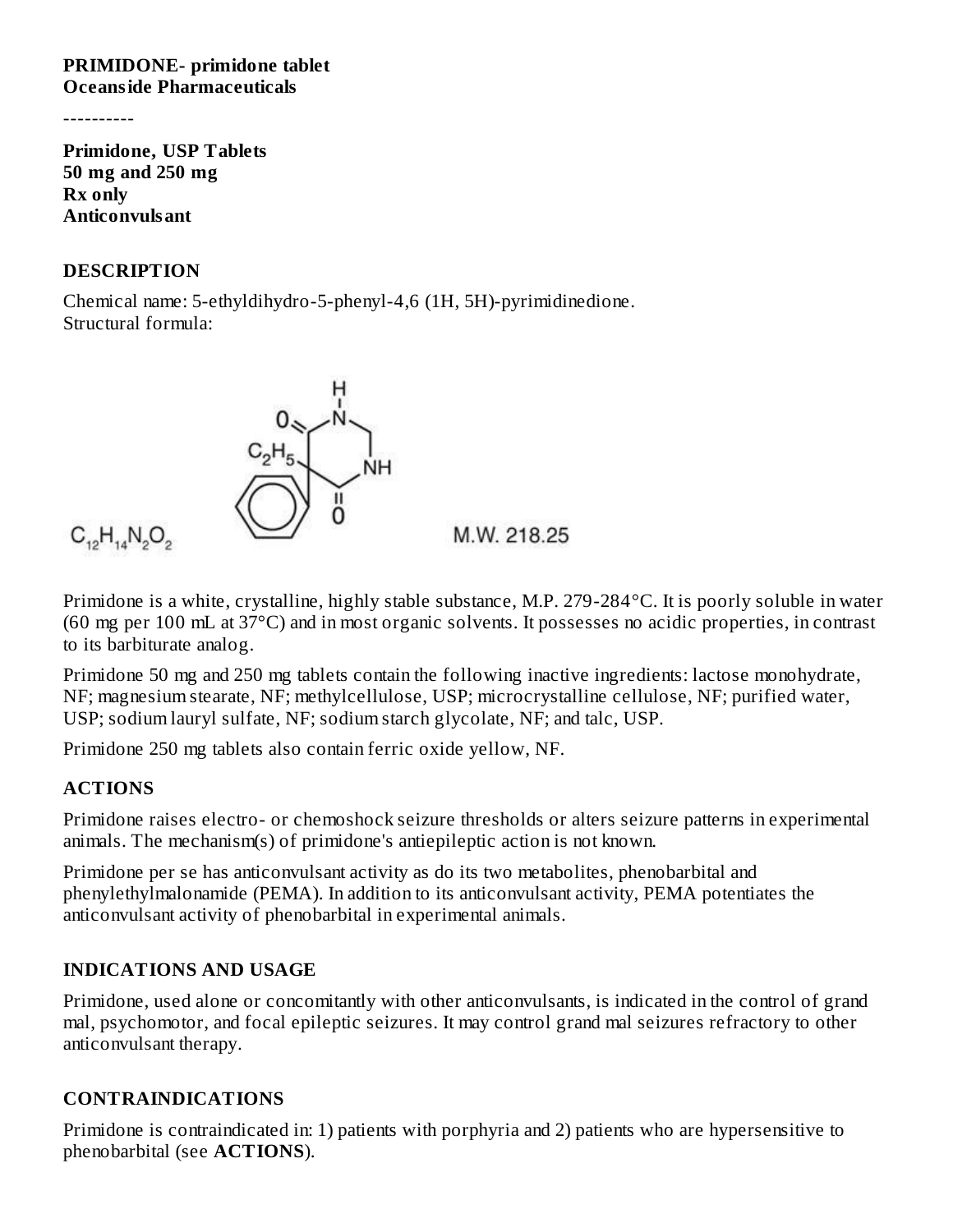**PRIMIDONE- primidone tablet**
**Oceanside Pharmaceuticals**

----------

**Primidone, USP Tablets**
**50 mg and 250 mg**
**Rx only**
**Anticonvulsant**

## DESCRIPTION

Chemical name: 5-ethyldihydro-5-phenyl-4,6 (1H, 5H)-pyrimidinedione.
Structural formula:

$C_{12}H_{14}N_2O_2$ M.W. 218.25

Primidone is a white, crystalline, highly stable substance, M.P. 279-284°C. It is poorly soluble in water (60 mg per 100 mL at 37°C) and in most organic solvents. It possesses no acidic properties, in contrast to its barbiturate analog.

Primidone 50 mg and 250 mg tablets contain the following inactive ingredients: lactose monohydrate, NF; magnesium stearate, NF; methylcellulose, USP; microcrystalline cellulose, NF; purified water, USP; sodium lauryl sulfate, NF; sodium starch glycolate, NF; and talc, USP.

Primidone 250 mg tablets also contain ferric oxide yellow, NF.

## ACTIONS

Primidone raises electro- or chemoshock seizure thresholds or alters seizure patterns in experimental animals. The mechanism(s) of primidone's antiepileptic action is not known.

Primidone per se has anticonvulsant activity as do its two metabolites, phenobarbital and phenylethylmalonamide (PEMA). In addition to its anticonvulsant activity, PEMA potentiates the anticonvulsant activity of phenobarbital in experimental animals.

## INDICATIONS AND USAGE

Primidone, used alone or concomitantly with other anticonvulsants, is indicated in the control of grand mal, psychomotor, and focal epileptic seizures. It may control grand mal seizures refractory to other anticonvulsant therapy.

## CONTRAINDICATIONS

Primidone is contraindicated in: 1) patients with porphyria and 2) patients who are hypersensitive to phenobarbital (see **ACTIONS**).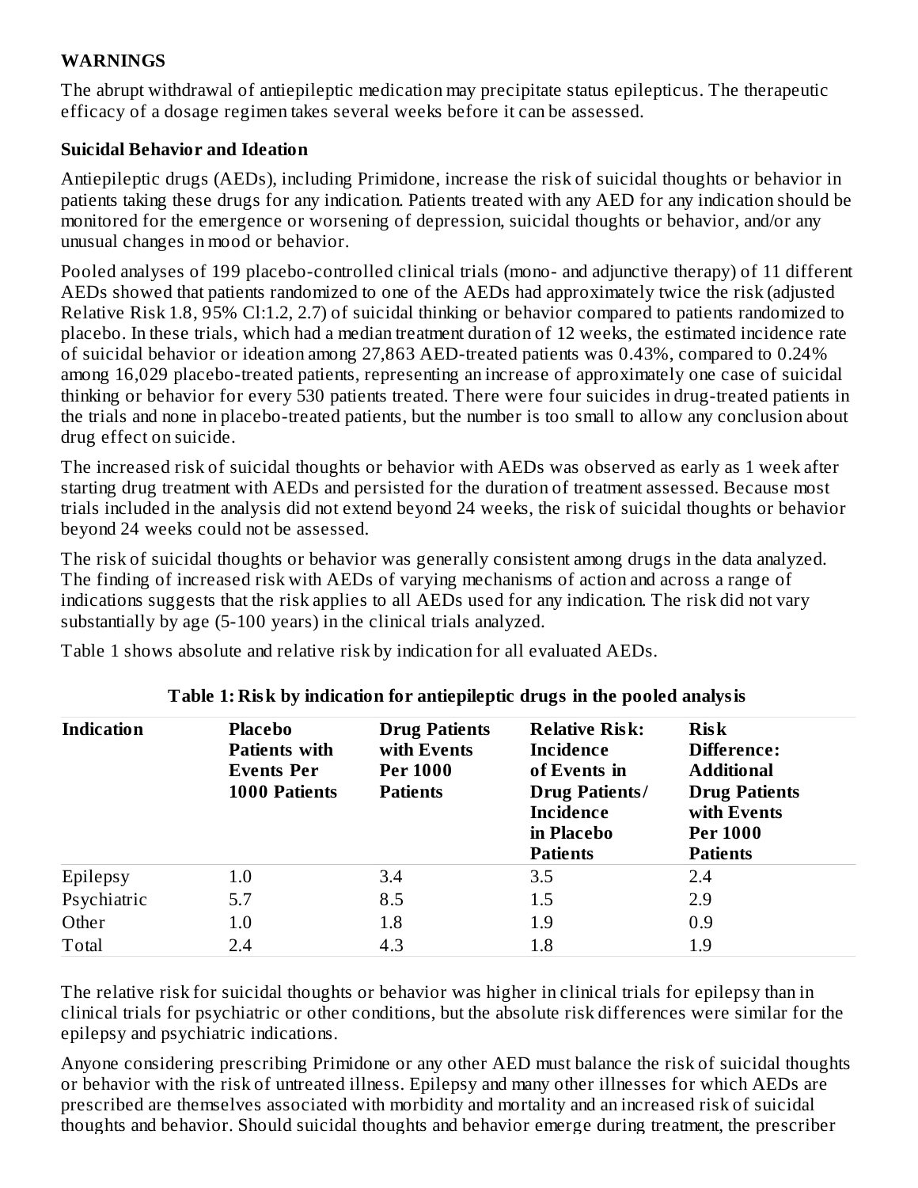## WARNINGS

The abrupt withdrawal of antiepileptic medication may precipitate status epilepticus. The therapeutic efficacy of a dosage regimen takes several weeks before it can be assessed.

### Suicidal Behavior and Ideation

Antiepileptic drugs (AEDs), including Primidone, increase the risk of suicidal thoughts or behavior in patients taking these drugs for any indication. Patients treated with any AED for any indication should be monitored for the emergence or worsening of depression, suicidal thoughts or behavior, and/or any unusual changes in mood or behavior.

Pooled analyses of 199 placebo-controlled clinical trials (mono- and adjunctive therapy) of 11 different AEDs showed that patients randomized to one of the AEDs had approximately twice the risk (adjusted Relative Risk 1.8, 95% Cl:1.2, 2.7) of suicidal thinking or behavior compared to patients randomized to placebo. In these trials, which had a median treatment duration of 12 weeks, the estimated incidence rate of suicidal behavior or ideation among 27,863 AED-treated patients was 0.43%, compared to 0.24% among 16,029 placebo-treated patients, representing an increase of approximately one case of suicidal thinking or behavior for every 530 patients treated. There were four suicides in drug-treated patients in the trials and none in placebo-treated patients, but the number is too small to allow any conclusion about drug effect on suicide.

The increased risk of suicidal thoughts or behavior with AEDs was observed as early as 1 week after starting drug treatment with AEDs and persisted for the duration of treatment assessed. Because most trials included in the analysis did not extend beyond 24 weeks, the risk of suicidal thoughts or behavior beyond 24 weeks could not be assessed.

The risk of suicidal thoughts or behavior was generally consistent among drugs in the data analyzed. The finding of increased risk with AEDs of varying mechanisms of action and across a range of indications suggests that the risk applies to all AEDs used for any indication. The risk did not vary substantially by age (5-100 years) in the clinical trials analyzed.

Table 1 shows absolute and relative risk by indication for all evaluated AEDs.

**Table 1: Risk by indication for antiepileptic drugs in the pooled analysis**

| Indication | Placebo Patients with Events Per 1000 Patients | Drug Patients with Events Per 1000 Patients | Relative Risk: Incidence of Events in Drug Patients/ Incidence in Placebo Patients | Risk Difference: Additional Drug Patients with Events Per 1000 Patients |
|---|---|---|---|---|
| Epilepsy | 1.0 | 3.4 | 3.5 | 2.4 |
| Psychiatric | 5.7 | 8.5 | 1.5 | 2.9 |
| Other | 1.0 | 1.8 | 1.9 | 0.9 |
| Total | 2.4 | 4.3 | 1.8 | 1.9 |

The relative risk for suicidal thoughts or behavior was higher in clinical trials for epilepsy than in clinical trials for psychiatric or other conditions, but the absolute risk differences were similar for the epilepsy and psychiatric indications.

Anyone considering prescribing Primidone or any other AED must balance the risk of suicidal thoughts or behavior with the risk of untreated illness. Epilepsy and many other illnesses for which AEDs are prescribed are themselves associated with morbidity and mortality and an increased risk of suicidal thoughts and behavior. Should suicidal thoughts and behavior emerge during treatment, the prescriber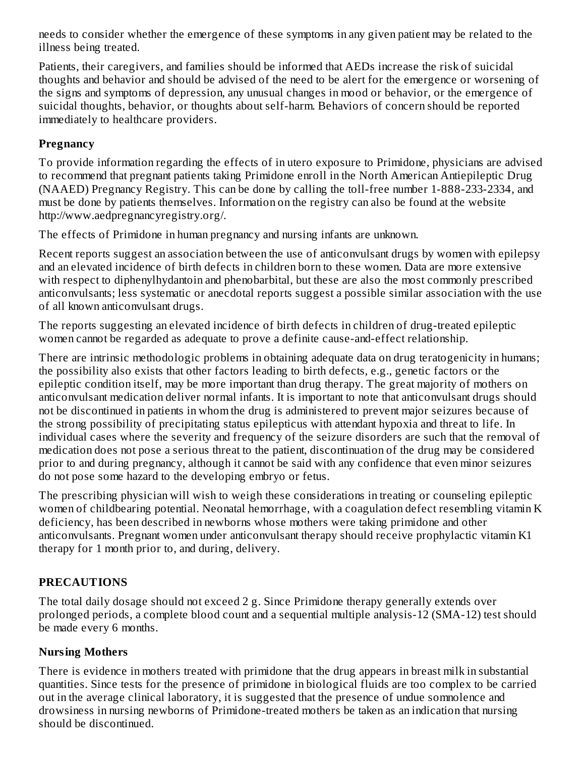needs to consider whether the emergence of these symptoms in any given patient may be related to the illness being treated.

Patients, their caregivers, and families should be informed that AEDs increase the risk of suicidal thoughts and behavior and should be advised of the need to be alert for the emergence or worsening of the signs and symptoms of depression, any unusual changes in mood or behavior, or the emergence of suicidal thoughts, behavior, or thoughts about self-harm. Behaviors of concern should be reported immediately to healthcare providers.

**Pregnancy**

To provide information regarding the effects of in utero exposure to Primidone, physicians are advised to recommend that pregnant patients taking Primidone enroll in the North American Antiepileptic Drug (NAAED) Pregnancy Registry. This can be done by calling the toll-free number 1-888-233-2334, and must be done by patients themselves. Information on the registry can also be found at the website http://www.aedpregnancyregistry.org/.

The effects of Primidone in human pregnancy and nursing infants are unknown.

Recent reports suggest an association between the use of anticonvulsant drugs by women with epilepsy and an elevated incidence of birth defects in children born to these women. Data are more extensive with respect to diphenylhydantoin and phenobarbital, but these are also the most commonly prescribed anticonvulsants; less systematic or anecdotal reports suggest a possible similar association with the use of all known anticonvulsant drugs.

The reports suggesting an elevated incidence of birth defects in children of drug-treated epileptic women cannot be regarded as adequate to prove a definite cause-and-effect relationship.

There are intrinsic methodologic problems in obtaining adequate data on drug teratogenicity in humans; the possibility also exists that other factors leading to birth defects, e.g., genetic factors or the epileptic condition itself, may be more important than drug therapy. The great majority of mothers on anticonvulsant medication deliver normal infants. It is important to note that anticonvulsant drugs should not be discontinued in patients in whom the drug is administered to prevent major seizures because of the strong possibility of precipitating status epilepticus with attendant hypoxia and threat to life. In individual cases where the severity and frequency of the seizure disorders are such that the removal of medication does not pose a serious threat to the patient, discontinuation of the drug may be considered prior to and during pregnancy, although it cannot be said with any confidence that even minor seizures do not pose some hazard to the developing embryo or fetus.

The prescribing physician will wish to weigh these considerations in treating or counseling epileptic women of childbearing potential. Neonatal hemorrhage, with a coagulation defect resembling vitamin K deficiency, has been described in newborns whose mothers were taking primidone and other anticonvulsants. Pregnant women under anticonvulsant therapy should receive prophylactic vitamin K1 therapy for 1 month prior to, and during, delivery.

## PRECAUTIONS

The total daily dosage should not exceed 2 g. Since Primidone therapy generally extends over prolonged periods, a complete blood count and a sequential multiple analysis-12 (SMA-12) test should be made every 6 months.

**Nursing Mothers**

There is evidence in mothers treated with primidone that the drug appears in breast milk in substantial quantities. Since tests for the presence of primidone in biological fluids are too complex to be carried out in the average clinical laboratory, it is suggested that the presence of undue somnolence and drowsiness in nursing newborns of Primidone-treated mothers be taken as an indication that nursing should be discontinued.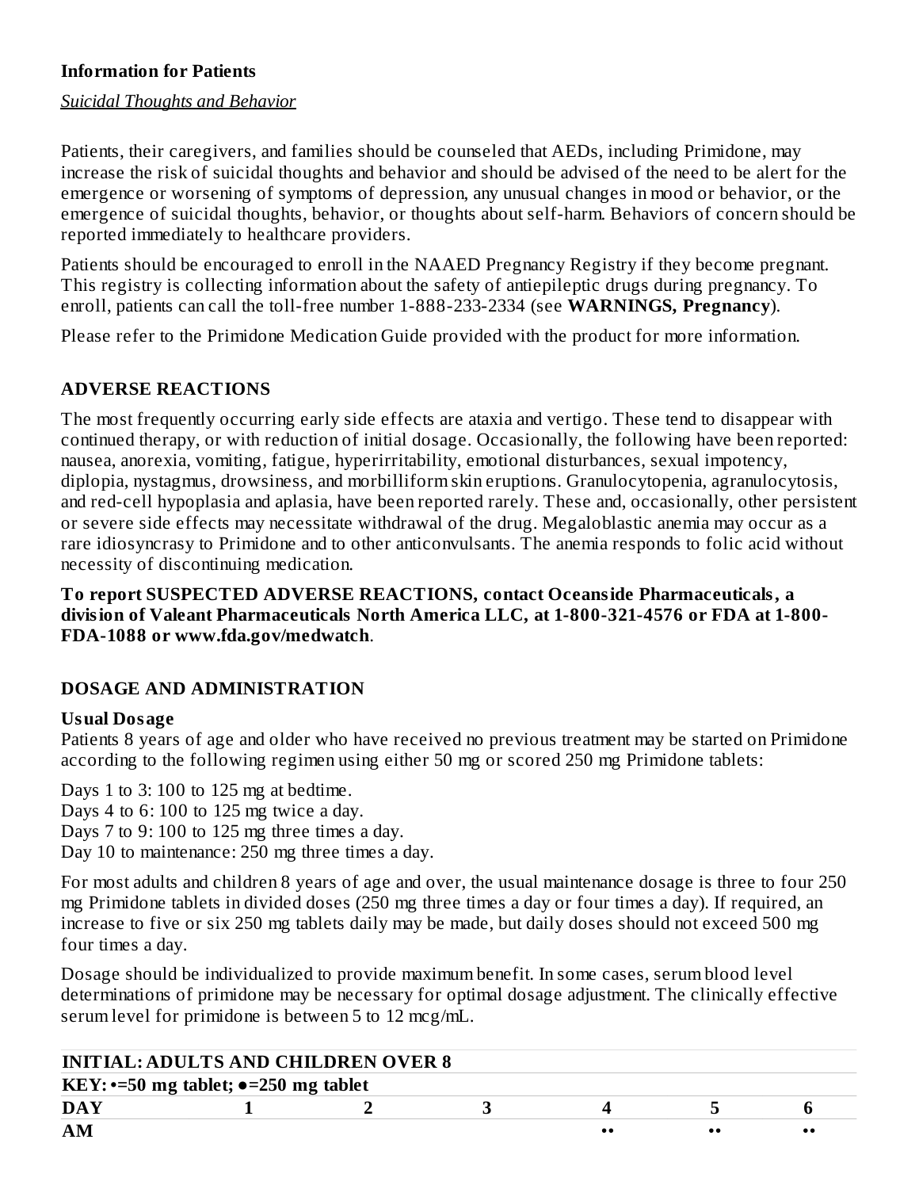**Information for Patients**

*Suicidal Thoughts and Behavior*

Patients, their caregivers, and families should be counseled that AEDs, including Primidone, may increase the risk of suicidal thoughts and behavior and should be advised of the need to be alert for the emergence or worsening of symptoms of depression, any unusual changes in mood or behavior, or the emergence of suicidal thoughts, behavior, or thoughts about self-harm. Behaviors of concern should be reported immediately to healthcare providers.

Patients should be encouraged to enroll in the NAAED Pregnancy Registry if they become pregnant. This registry is collecting information about the safety of antiepileptic drugs during pregnancy. To enroll, patients can call the toll-free number 1-888-233-2334 (see **WARNINGS, Pregnancy**).

Please refer to the Primidone Medication Guide provided with the product for more information.

## ADVERSE REACTIONS

The most frequently occurring early side effects are ataxia and vertigo. These tend to disappear with continued therapy, or with reduction of initial dosage. Occasionally, the following have been reported: nausea, anorexia, vomiting, fatigue, hyperirritability, emotional disturbances, sexual impotency, diplopia, nystagmus, drowsiness, and morbilliform skin eruptions. Granulocytopenia, agranulocytosis, and red-cell hypoplasia and aplasia, have been reported rarely. These and, occasionally, other persistent or severe side effects may necessitate withdrawal of the drug. Megaloblastic anemia may occur as a rare idiosyncrasy to Primidone and to other anticonvulsants. The anemia responds to folic acid without necessity of discontinuing medication.

**To report SUSPECTED ADVERSE REACTIONS, contact Oceanside Pharmaceuticals, a division of Valeant Pharmaceuticals North America LLC, at 1-800-321-4576 or FDA at 1-800-FDA-1088 or www.fda.gov/medwatch**.

## DOSAGE AND ADMINISTRATION

**Usual Dosage**

Patients 8 years of age and older who have received no previous treatment may be started on Primidone according to the following regimen using either 50 mg or scored 250 mg Primidone tablets:

Days 1 to 3: 100 to 125 mg at bedtime.
Days 4 to 6: 100 to 125 mg twice a day.
Days 7 to 9: 100 to 125 mg three times a day.
Day 10 to maintenance: 250 mg three times a day.

For most adults and children 8 years of age and over, the usual maintenance dosage is three to four 250 mg Primidone tablets in divided doses (250 mg three times a day or four times a day). If required, an increase to five or six 250 mg tablets daily may be made, but daily doses should not exceed 500 mg four times a day.

Dosage should be individualized to provide maximum benefit. In some cases, serum blood level determinations of primidone may be necessary for optimal dosage adjustment. The clinically effective serum level for primidone is between 5 to 12 mcg/mL.

| INITIAL: ADULTS AND CHILDREN OVER 8 | | | | | | |
|---|---|---|---|---|---|---|
| KEY: •=50 mg tablet; ●=250 mg tablet | | | | | | |
| **DAY** | **1** | **2** | **3** | **4** | **5** | **6** |
| **AM** | | | | •• | •• | •• |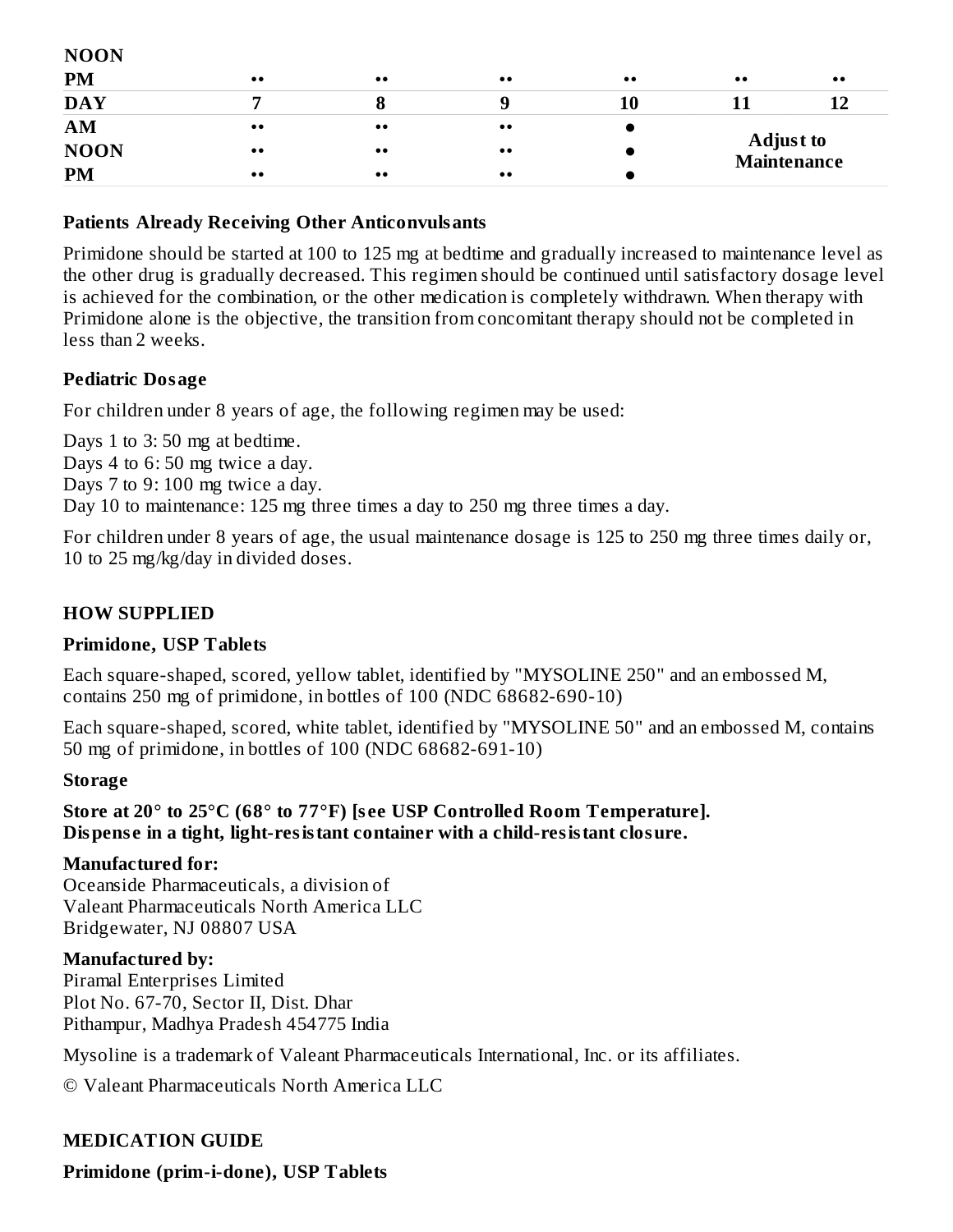| | | | | | | |
|---|---|---|---|---|---|---|
| **NOON** | | | | | | |
| **PM** | •• | •• | •• | •• | •• | •• |
| **DAY** | **7** | **8** | **9** | **10** | **11** | **12** |
| **AM** | •• | •• | •• | ● | **Adjust to Maintenance** | |
| **NOON** | •• | •• | •• | ● | | |
| **PM** | •• | •• | •• | ● | | |

**Patients Already Receiving Other Anticonvulsants**

Primidone should be started at 100 to 125 mg at bedtime and gradually increased to maintenance level as the other drug is gradually decreased. This regimen should be continued until satisfactory dosage level is achieved for the combination, or the other medication is completely withdrawn. When therapy with Primidone alone is the objective, the transition from concomitant therapy should not be completed in less than 2 weeks.

**Pediatric Dosage**

For children under 8 years of age, the following regimen may be used:

Days 1 to 3: 50 mg at bedtime.
Days 4 to 6: 50 mg twice a day.
Days 7 to 9: 100 mg twice a day.
Day 10 to maintenance: 125 mg three times a day to 250 mg three times a day.

For children under 8 years of age, the usual maintenance dosage is 125 to 250 mg three times daily or, 10 to 25 mg/kg/day in divided doses.

## HOW SUPPLIED

**Primidone, USP Tablets**

Each square-shaped, scored, yellow tablet, identified by "MYSOLINE 250" and an embossed M, contains 250 mg of primidone, in bottles of 100 (NDC 68682-690-10)

Each square-shaped, scored, white tablet, identified by "MYSOLINE 50" and an embossed M, contains 50 mg of primidone, in bottles of 100 (NDC 68682-691-10)

**Storage**

**Store at 20° to 25°C (68° to 77°F) [see USP Controlled Room Temperature].**
**Dispense in a tight, light-resistant container with a child-resistant closure.**

**Manufactured for:**
Oceanside Pharmaceuticals, a division of
Valeant Pharmaceuticals North America LLC
Bridgewater, NJ 08807 USA

**Manufactured by:**
Piramal Enterprises Limited
Plot No. 67-70, Sector II, Dist. Dhar
Pithampur, Madhya Pradesh 454775 India

Mysoline is a trademark of Valeant Pharmaceuticals International, Inc. or its affiliates.

© Valeant Pharmaceuticals North America LLC

## MEDICATION GUIDE

**Primidone (prim-i-done), USP Tablets**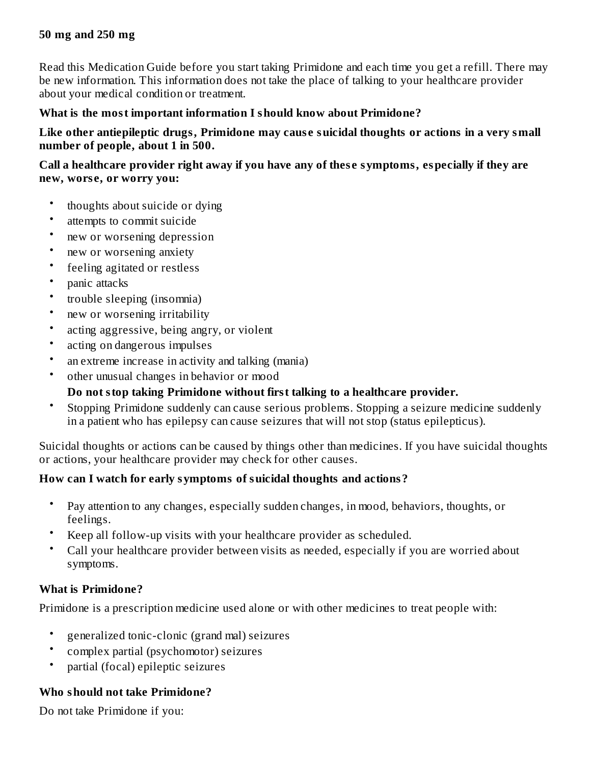**50 mg and 250 mg**

Read this Medication Guide before you start taking Primidone and each time you get a refill. There may be new information. This information does not take the place of talking to your healthcare provider about your medical condition or treatment.

**What is the most important information I should know about Primidone?**

**Like other antiepileptic drugs, Primidone may cause suicidal thoughts or actions in a very small number of people, about 1 in 500.**

**Call a healthcare provider right away if you have any of these symptoms, especially if they are new, worse, or worry you:**

- thoughts about suicide or dying
- attempts to commit suicide
- new or worsening depression
- new or worsening anxiety
- feeling agitated or restless
- panic attacks
- trouble sleeping (insomnia)
- new or worsening irritability
- acting aggressive, being angry, or violent
- acting on dangerous impulses
- an extreme increase in activity and talking (mania)
- other unusual changes in behavior or mood

  **Do not stop taking Primidone without first talking to a healthcare provider.**
- Stopping Primidone suddenly can cause serious problems. Stopping a seizure medicine suddenly in a patient who has epilepsy can cause seizures that will not stop (status epilepticus).

Suicidal thoughts or actions can be caused by things other than medicines. If you have suicidal thoughts or actions, your healthcare provider may check for other causes.

**How can I watch for early symptoms of suicidal thoughts and actions?**

- Pay attention to any changes, especially sudden changes, in mood, behaviors, thoughts, or feelings.
- Keep all follow-up visits with your healthcare provider as scheduled.
- Call your healthcare provider between visits as needed, especially if you are worried about symptoms.

**What is Primidone?**

Primidone is a prescription medicine used alone or with other medicines to treat people with:

- generalized tonic-clonic (grand mal) seizures
- complex partial (psychomotor) seizures
- partial (focal) epileptic seizures

**Who should not take Primidone?**

Do not take Primidone if you: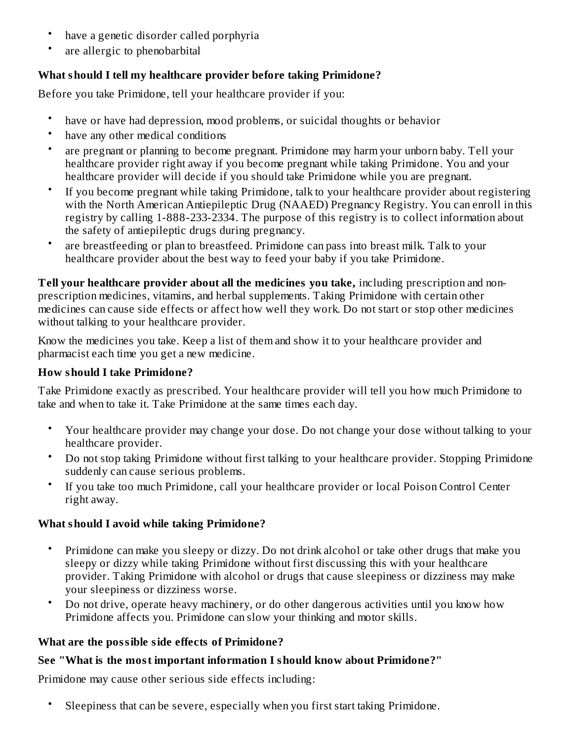- have a genetic disorder called porphyria
- are allergic to phenobarbital

**What should I tell my healthcare provider before taking Primidone?**

Before you take Primidone, tell your healthcare provider if you:

- have or have had depression, mood problems, or suicidal thoughts or behavior
- have any other medical conditions
- are pregnant or planning to become pregnant. Primidone may harm your unborn baby. Tell your healthcare provider right away if you become pregnant while taking Primidone. You and your healthcare provider will decide if you should take Primidone while you are pregnant.
- If you become pregnant while taking Primidone, talk to your healthcare provider about registering with the North American Antiepileptic Drug (NAAED) Pregnancy Registry. You can enroll in this registry by calling 1-888-233-2334. The purpose of this registry is to collect information about the safety of antiepileptic drugs during pregnancy.
- are breastfeeding or plan to breastfeed. Primidone can pass into breast milk. Talk to your healthcare provider about the best way to feed your baby if you take Primidone.

**Tell your healthcare provider about all the medicines you take,** including prescription and non-prescription medicines, vitamins, and herbal supplements. Taking Primidone with certain other medicines can cause side effects or affect how well they work. Do not start or stop other medicines without talking to your healthcare provider.

Know the medicines you take. Keep a list of them and show it to your healthcare provider and pharmacist each time you get a new medicine.

**How should I take Primidone?**

Take Primidone exactly as prescribed. Your healthcare provider will tell you how much Primidone to take and when to take it. Take Primidone at the same times each day.

- Your healthcare provider may change your dose. Do not change your dose without talking to your healthcare provider.
- Do not stop taking Primidone without first talking to your healthcare provider. Stopping Primidone suddenly can cause serious problems.
- If you take too much Primidone, call your healthcare provider or local Poison Control Center right away.

**What should I avoid while taking Primidone?**

- Primidone can make you sleepy or dizzy. Do not drink alcohol or take other drugs that make you sleepy or dizzy while taking Primidone without first discussing this with your healthcare provider. Taking Primidone with alcohol or drugs that cause sleepiness or dizziness may make your sleepiness or dizziness worse.
- Do not drive, operate heavy machinery, or do other dangerous activities until you know how Primidone affects you. Primidone can slow your thinking and motor skills.

**What are the possible side effects of Primidone?**

**See "What is the most important information I should know about Primidone?"**

Primidone may cause other serious side effects including:

- Sleepiness that can be severe, especially when you first start taking Primidone.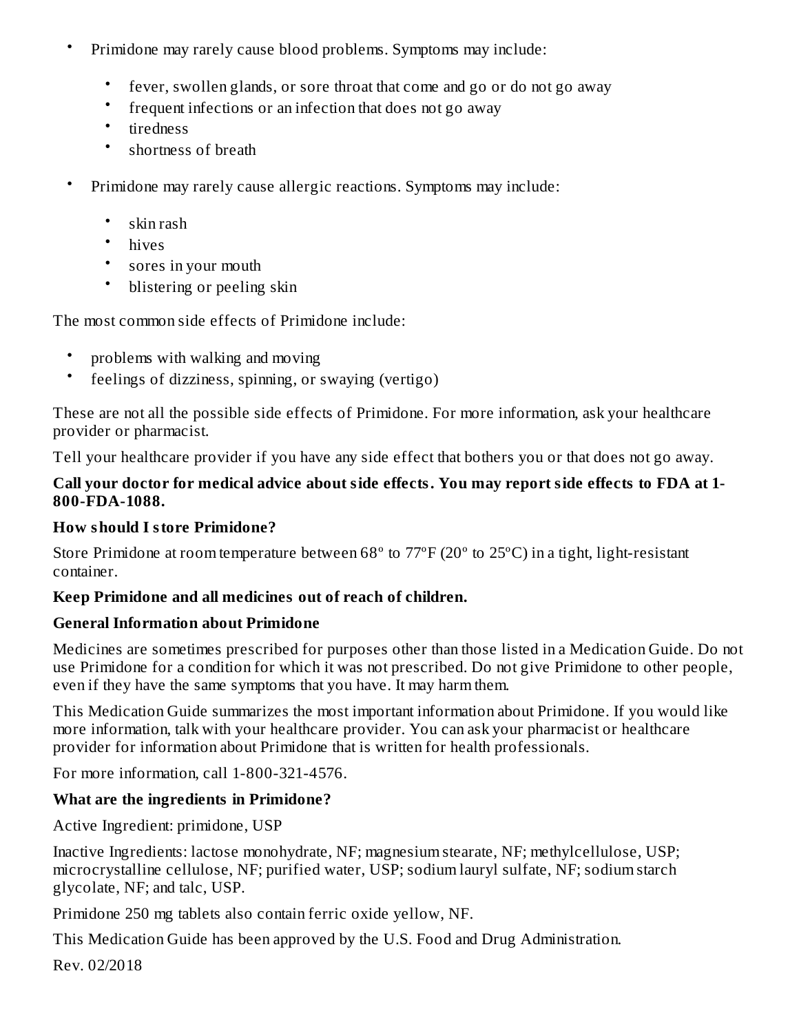- Primidone may rarely cause blood problems. Symptoms may include:
    - fever, swollen glands, or sore throat that come and go or do not go away
    - frequent infections or an infection that does not go away
    - tiredness
    - shortness of breath
- Primidone may rarely cause allergic reactions. Symptoms may include:
    - skin rash
    - hives
    - sores in your mouth
    - blistering or peeling skin

The most common side effects of Primidone include:

- problems with walking and moving
- feelings of dizziness, spinning, or swaying (vertigo)

These are not all the possible side effects of Primidone. For more information, ask your healthcare provider or pharmacist.

Tell your healthcare provider if you have any side effect that bothers you or that does not go away.

**Call your doctor for medical advice about side effects. You may report side effects to FDA at 1-800-FDA-1088.**

**How should I store Primidone?**

Store Primidone at room temperature between 68° to 77°F (20° to 25°C) in a tight, light-resistant container.

**Keep Primidone and all medicines out of reach of children.**

**General Information about Primidone**

Medicines are sometimes prescribed for purposes other than those listed in a Medication Guide. Do not use Primidone for a condition for which it was not prescribed. Do not give Primidone to other people, even if they have the same symptoms that you have. It may harm them.

This Medication Guide summarizes the most important information about Primidone. If you would like more information, talk with your healthcare provider. You can ask your pharmacist or healthcare provider for information about Primidone that is written for health professionals.

For more information, call 1-800-321-4576.

**What are the ingredients in Primidone?**

Active Ingredient: primidone, USP

Inactive Ingredients: lactose monohydrate, NF; magnesium stearate, NF; methylcellulose, USP; microcrystalline cellulose, NF; purified water, USP; sodium lauryl sulfate, NF; sodium starch glycolate, NF; and talc, USP.

Primidone 250 mg tablets also contain ferric oxide yellow, NF.

This Medication Guide has been approved by the U.S. Food and Drug Administration.

Rev. 02/2018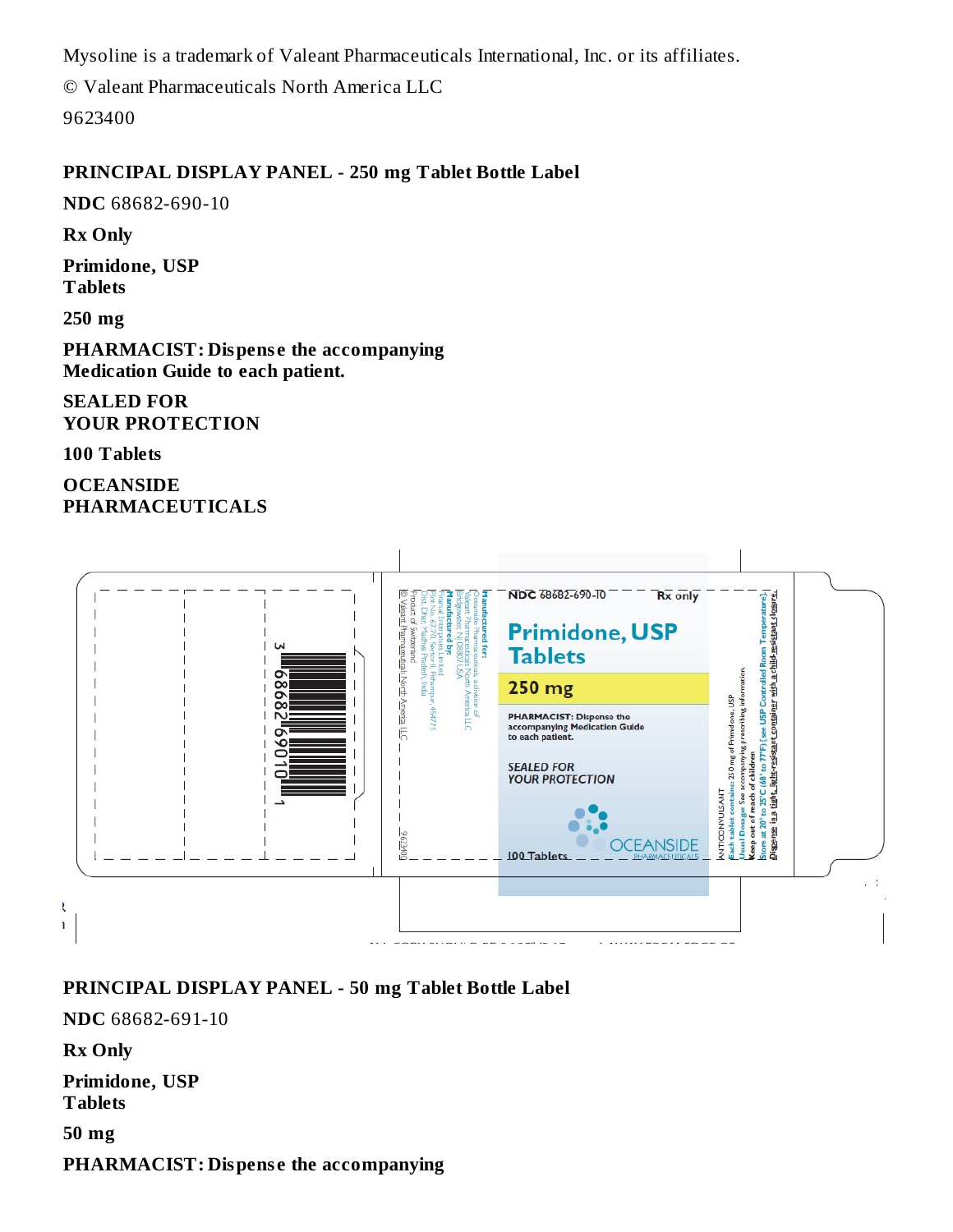Mysoline is a trademark of Valeant Pharmaceuticals International, Inc. or its affiliates.

© Valeant Pharmaceuticals North America LLC

9623400

## PRINCIPAL DISPLAY PANEL - 250 mg Tablet Bottle Label

**NDC** 68682-690-10

**Rx Only**

**Primidone, USP Tablets**

**250 mg**

**PHARMACIST: Dispense the accompanying Medication Guide to each patient.**

**SEALED FOR YOUR PROTECTION**

**100 Tablets**

**OCEANSIDE PHARMACEUTICALS**

## PRINCIPAL DISPLAY PANEL - 50 mg Tablet Bottle Label

**NDC** 68682-691-10

**Rx Only**

**Primidone, USP Tablets**

**50 mg**

**PHARMACIST: Dispense the accompanying**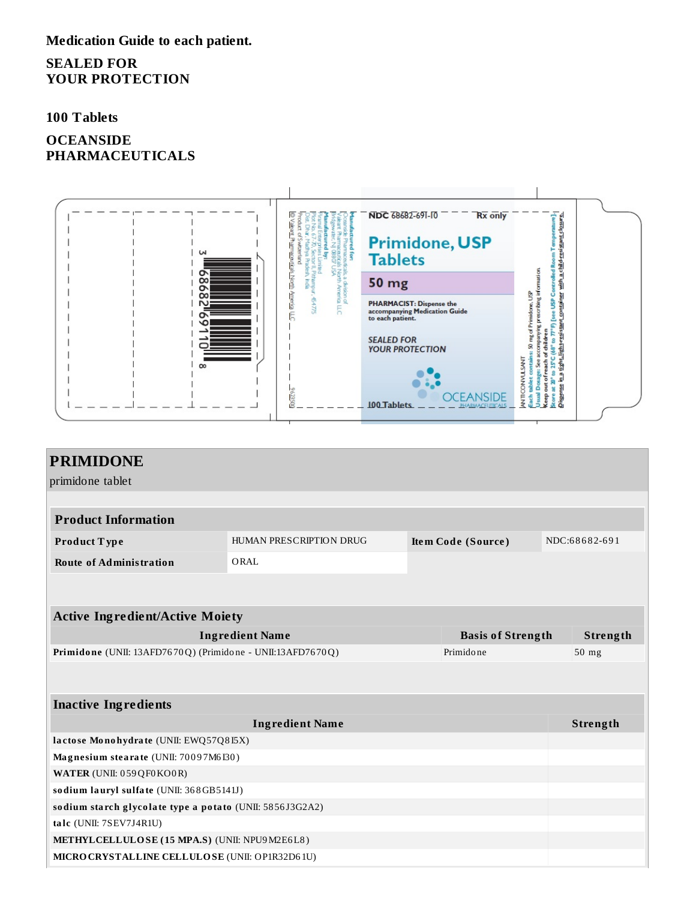**Medication Guide to each patient.**

**SEALED FOR YOUR PROTECTION**

**100 Tablets**

**OCEANSIDE PHARMACEUTICALS**

NDC 68682-691-10 Rx only

**Primidone, USP Tablets**

**50 mg**

**PHARMACIST:** Dispense the accompanying Medication Guide to each patient.

SEALED FOR YOUR PROTECTION

OCEANSIDE PHARMACEUTICALS

100 Tablets

**Manufactured for:** Oceanside Pharmaceuticals, a division of Valeant Pharmaceuticals North America LLC Bridgewater, NJ 08807 USA
**Manufactured by:** Plot No. 67-70, Sector II, Pithampur- 454775 Dist. Dhar, Madhya Pradesh, India
Product of Switzerland
©Valeant Pharmaceuticals North America LLC

ANTICONVULSANT
Each tablet contains: 50 mg of Primidone, USP
Usual Dosage: See accompanying prescribing information.
Keep out of reach of children.
Store at 20° to 25°C (68° to 77°F) [see USP Controlled Room Temperature].
Dispense in a tight, light-resistant container with a child-resistant closure.

3 68682 69110 8

## PRIMIDONE

primidone tablet

| Product Information | | | |
|---|---|---|---|
| **Product Type** | HUMAN PRESCRIPTION DRUG | **Item Code (Source)** | NDC:68682-691 |
| **Route of Administration** | ORAL | | |

| Active Ingredient/Active Moiety | | |
|---|---|---|
| **Ingredient Name** | **Basis of Strength** | **Strength** |
| **Primidone** (UNII: 13AFD7670Q) (Primidone - UNII:13AFD7670Q) | Primidone | 50 mg |

| Inactive Ingredients | |
|---|---|
| **Ingredient Name** | **Strength** |
| **lactose Monohydrate** (UNII: EWQ57Q8I5X) | |
| **Magnesium stearate** (UNII: 70097M6I30) | |
| **WATER** (UNII: 059QF0KO0R) | |
| **sodium lauryl sulfate** (UNII: 368GB5141J) | |
| **sodium starch glycolate type a potato** (UNII: 5856J3G2A2) | |
| **talc** (UNII: 7SEV7J4R1U) | |
| **METHYLCELLULOSE (15 MPA.S)** (UNII: NPU9M2E6L8) | |
| **MICROCRYSTALLINE CELLULOSE** (UNII: OP1R32D61U) | |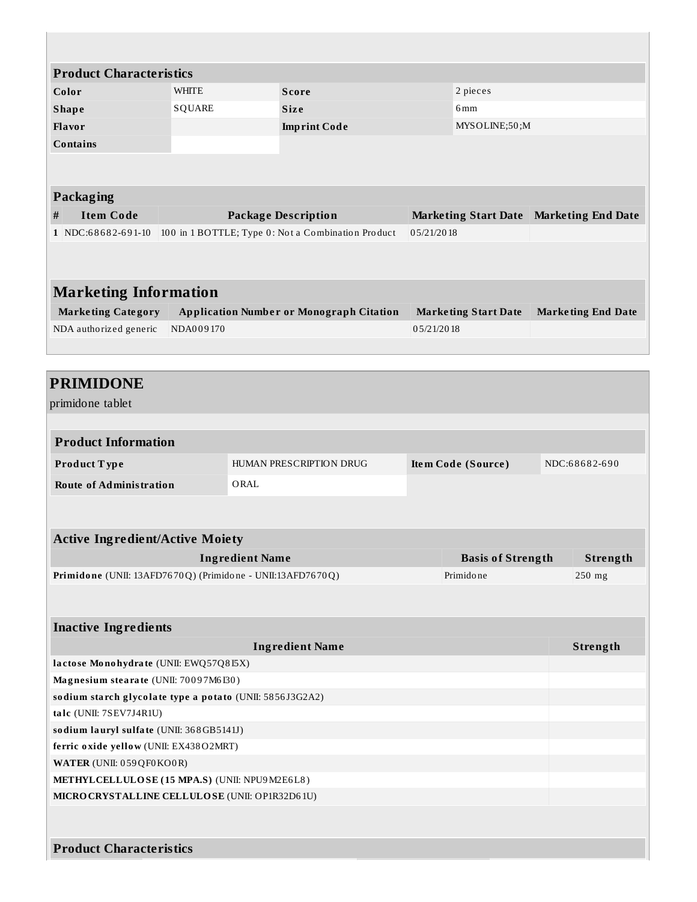| Product Characteristics | | | |
| --- | --- | --- | --- |
| **Color** | WHITE | **Score** | 2 pieces |
| **Shape** | SQUARE | **Size** | 6mm |
| **Flavor** | | **Imprint Code** | MYSOLINE;50;M |
| **Contains** | | | |

| Packaging | | | | |
| --- | --- | --- | --- | --- |
| **#** | **Item Code** | **Package Description** | **Marketing Start Date** | **Marketing End Date** |
| 1 | NDC:68682-691-10 | 100 in 1 BOTTLE; Type 0: Not a Combination Product | 05/21/2018 | |

## Marketing Information

| Marketing Category | Application Number or Monograph Citation | Marketing Start Date | Marketing End Date |
| --- | --- | --- | --- |
| NDA authorized generic | NDA009170 | 05/21/2018 | |

## PRIMIDONE

primidone tablet

| Product Information | | | |
| --- | --- | --- | --- |
| **Product Type** | HUMAN PRESCRIPTION DRUG | **Item Code (Source)** | NDC:68682-690 |
| **Route of Administration** | ORAL | | |

| Active Ingredient/Active Moiety | | |
| --- | --- | --- |
| **Ingredient Name** | **Basis of Strength** | **Strength** |
| **Primidone** (UNII: 13AFD7670Q) (Primidone - UNII:13AFD7670Q) | Primidone | 250 mg |

| Inactive Ingredients | |
| --- | --- |
| **Ingredient Name** | **Strength** |
| **lactose Monohydrate** (UNII: EWQ57Q8I5X) | |
| **Magnesium stearate** (UNII: 70097M6I30) | |
| **sodium starch glycolate type a potato** (UNII: 5856J3G2A2) | |
| **talc** (UNII: 7SEV7J4R1U) | |
| **sodium lauryl sulfate** (UNII: 368GB5141J) | |
| **ferric oxide yellow** (UNII: EX438O2MRT) | |
| **WATER** (UNII: 059QF0KO0R) | |
| **METHYLCELLULOSE (15 MPA.S)** (UNII: NPU9M2E6L8) | |
| **MICROCRYSTALLINE CELLULOSE** (UNII: OP1R32D61U) | |

**Product Characteristics**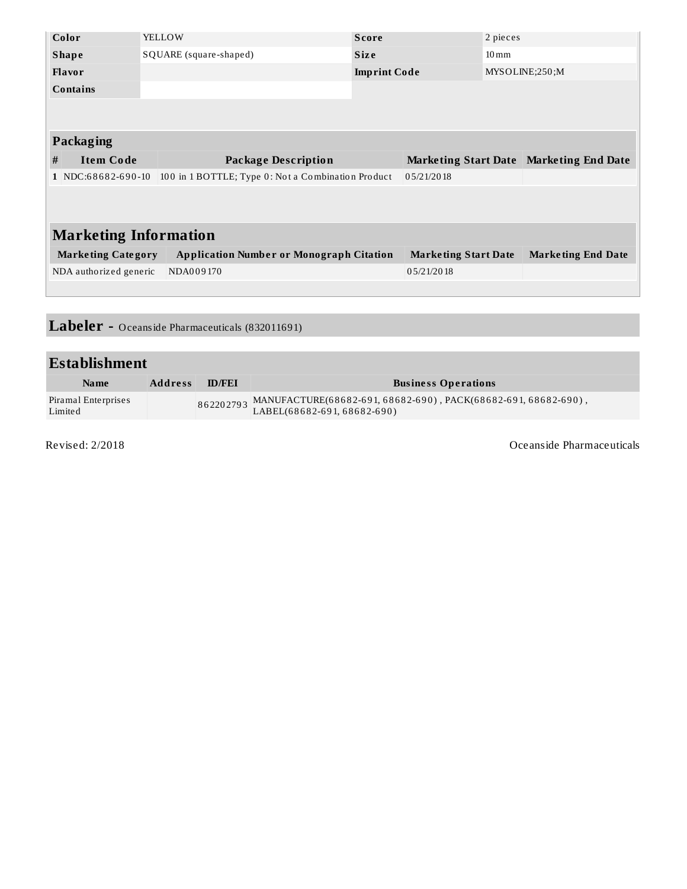| | | | |
|---|---|---|---|
| **Color** | YELLOW | **Score** | 2 pieces |
| **Shape** | SQUARE (square-shaped) | **Size** | 10mm |
| **Flavor** | | **Imprint Code** | MYSOLINE;250;M |
| **Contains** | | | |

## Packaging

| # | Item Code | Package Description | Marketing Start Date | Marketing End Date |
|---|---|---|---|---|
| 1 | NDC:68682-690-10 | 100 in 1 BOTTLE; Type 0: Not a Combination Product | 05/21/2018 | |

## Marketing Information

| Marketing Category | Application Number or Monograph Citation | Marketing Start Date | Marketing End Date |
|---|---|---|---|
| NDA authorized generic | NDA009170 | 05/21/2018 | |

## Labeler - Oceanside Pharmaceuticals (832011691)

## Establishment

| Name | Address | ID/FEI | Business Operations |
|---|---|---|---|
| Piramal Enterprises Limited | | 862202793 | MANUFACTURE(68682-691, 68682-690), PACK(68682-691, 68682-690), LABEL(68682-691, 68682-690) |

Revised: 2/2018

Oceanside Pharmaceuticals